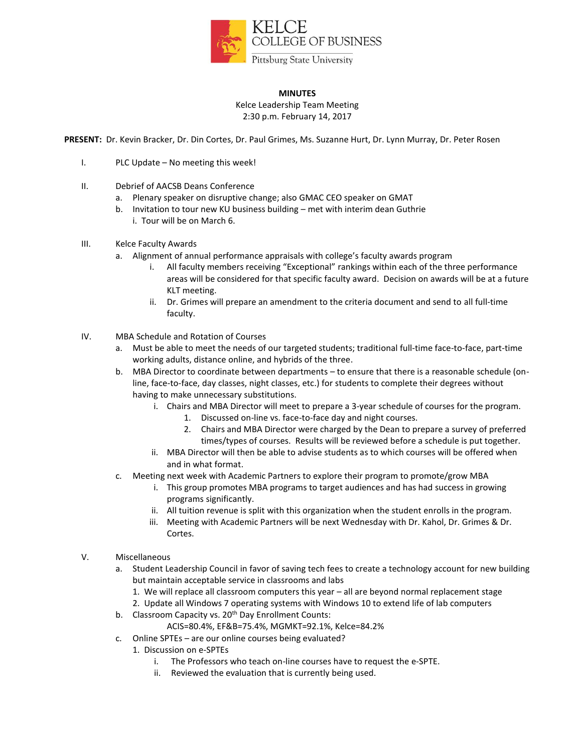KELCE COLLEGE OF BUSINESS
Pittsburg State University

**MINUTES**

Kelce Leadership Team Meeting
2:30 p.m. February 14, 2017

**PRESENT:** Dr. Kevin Bracker, Dr. Din Cortes, Dr. Paul Grimes, Ms. Suzanne Hurt, Dr. Lynn Murray, Dr. Peter Rosen

I. PLC Update – No meeting this week!

II. Debrief of AACSB Deans Conference
   a. Plenary speaker on disruptive change; also GMAC CEO speaker on GMAT
   b. Invitation to tour new KU business building – met with interim dean Guthrie
      i. Tour will be on March 6.

III. Kelce Faculty Awards
   a. Alignment of annual performance appraisals with college's faculty awards program
      i. All faculty members receiving "Exceptional" rankings within each of the three performance areas will be considered for that specific faculty award. Decision on awards will be at a future KLT meeting.
      ii. Dr. Grimes will prepare an amendment to the criteria document and send to all full-time faculty.

IV. MBA Schedule and Rotation of Courses
   a. Must be able to meet the needs of our targeted students; traditional full-time face-to-face, part-time working adults, distance online, and hybrids of the three.
   b. MBA Director to coordinate between departments – to ensure that there is a reasonable schedule (on-line, face-to-face, day classes, night classes, etc.) for students to complete their degrees without having to make unnecessary substitutions.
      i. Chairs and MBA Director will meet to prepare a 3-year schedule of courses for the program.
         1. Discussed on-line vs. face-to-face day and night courses.
         2. Chairs and MBA Director were charged by the Dean to prepare a survey of preferred times/types of courses. Results will be reviewed before a schedule is put together.
      ii. MBA Director will then be able to advise students as to which courses will be offered when and in what format.
   c. Meeting next week with Academic Partners to explore their program to promote/grow MBA
      i. This group promotes MBA programs to target audiences and has had success in growing programs significantly.
      ii. All tuition revenue is split with this organization when the student enrolls in the program.
      iii. Meeting with Academic Partners will be next Wednesday with Dr. Kahol, Dr. Grimes & Dr. Cortes.

V. Miscellaneous
   a. Student Leadership Council in favor of saving tech fees to create a technology account for new building but maintain acceptable service in classrooms and labs
      1. We will replace all classroom computers this year – all are beyond normal replacement stage
      2. Update all Windows 7 operating systems with Windows 10 to extend life of lab computers
   b. Classroom Capacity vs. 20th Day Enrollment Counts:
      ACIS=80.4%, EF&B=75.4%, MGMKT=92.1%, Kelce=84.2%
   c. Online SPTEs – are our online courses being evaluated?
      1. Discussion on e-SPTEs
         i. The Professors who teach on-line courses have to request the e-SPTE.
         ii. Reviewed the evaluation that is currently being used.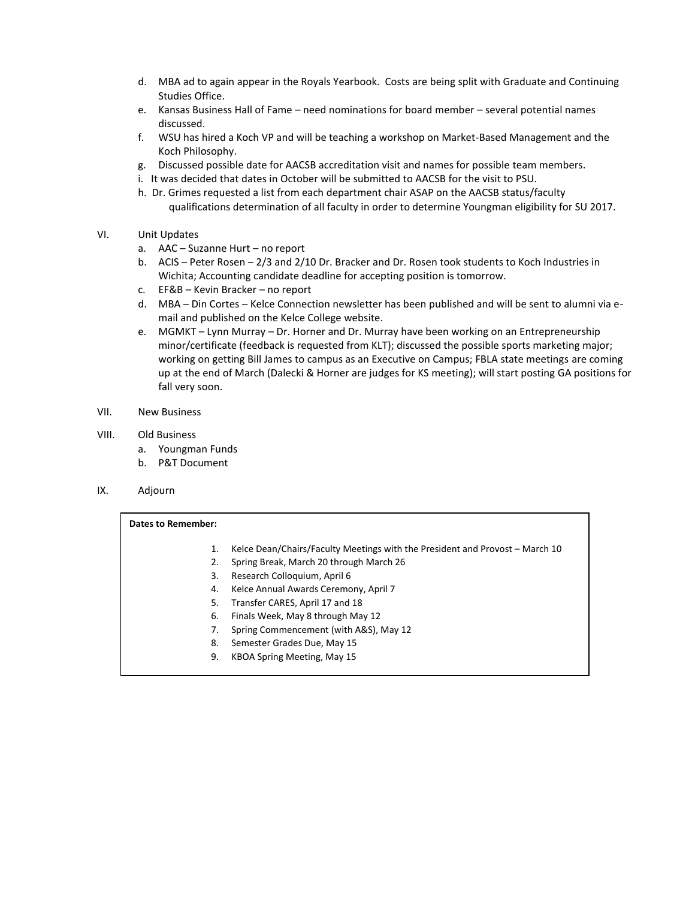d. MBA ad to again appear in the Royals Yearbook. Costs are being split with Graduate and Continuing Studies Office.
e. Kansas Business Hall of Fame – need nominations for board member – several potential names discussed.
f. WSU has hired a Koch VP and will be teaching a workshop on Market-Based Management and the Koch Philosophy.
g. Discussed possible date for AACSB accreditation visit and names for possible team members.
i. It was decided that dates in October will be submitted to AACSB for the visit to PSU.
h. Dr. Grimes requested a list from each department chair ASAP on the AACSB status/faculty qualifications determination of all faculty in order to determine Youngman eligibility for SU 2017.

VI. Unit Updates
   a. AAC – Suzanne Hurt – no report
   b. ACIS – Peter Rosen – 2/3 and 2/10 Dr. Bracker and Dr. Rosen took students to Koch Industries in Wichita; Accounting candidate deadline for accepting position is tomorrow.
   c. EF&B – Kevin Bracker – no report
   d. MBA – Din Cortes – Kelce Connection newsletter has been published and will be sent to alumni via e-mail and published on the Kelce College website.
   e. MGMKT – Lynn Murray – Dr. Horner and Dr. Murray have been working on an Entrepreneurship minor/certificate (feedback is requested from KLT); discussed the possible sports marketing major; working on getting Bill James to campus as an Executive on Campus; FBLA state meetings are coming up at the end of March (Dalecki & Horner are judges for KS meeting); will start posting GA positions for fall very soon.

VII. New Business

VIII. Old Business
   a. Youngman Funds
   b. P&T Document

IX. Adjourn

**Dates to Remember:**

1. Kelce Dean/Chairs/Faculty Meetings with the President and Provost – March 10
2. Spring Break, March 20 through March 26
3. Research Colloquium, April 6
4. Kelce Annual Awards Ceremony, April 7
5. Transfer CARES, April 17 and 18
6. Finals Week, May 8 through May 12
7. Spring Commencement (with A&S), May 12
8. Semester Grades Due, May 15
9. KBOA Spring Meeting, May 15